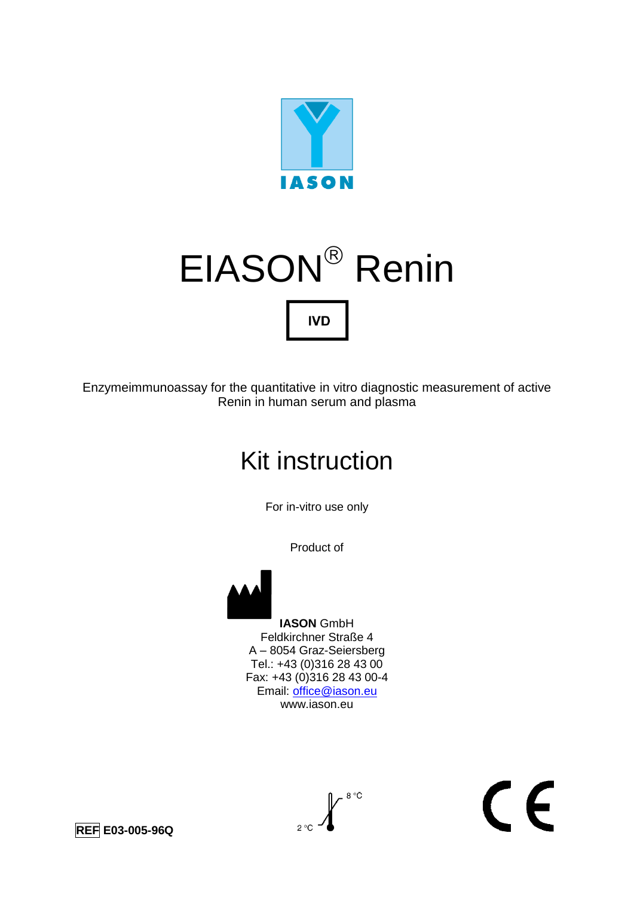IASON

# EIASON® Renin

**IVD**

Enzymeimmunoassay for the quantitative in vitro diagnostic measurement of active Renin in human serum and plasma

## Kit instruction

For in-vitro use only

Product of

**IASON** GmbH
Feldkirchner Straße 4
A – 8054 Graz-Seiersberg
Tel.: +43 (0)316 28 43 00
Fax: +43 (0)316 28 43 00-4
Email: office@iason.eu
www.iason.eu

**REF E03-005-96Q**

2 °C – 8 °C

CE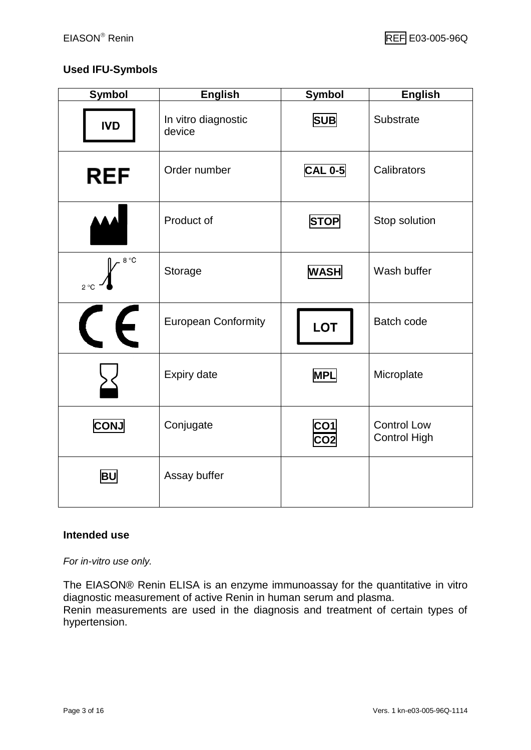## Used IFU-Symbols

| Symbol | English | Symbol | English |
|---|---|---|---|
| IVD | In vitro diagnostic device | SUB | Substrate |
| REF | Order number | CAL 0-5 | Calibrators |
| | Product of | STOP | Stop solution |
| 2 °C – 8 °C | Storage | WASH | Wash buffer |
| CE | European Conformity | LOT | Batch code |
| | Expiry date | MPL | Microplate |
| CONJ | Conjugate | CO1 CO2 | Control Low Control High |
| BU | Assay buffer | | |

## Intended use

*For in-vitro use only.*

The EIASON® Renin ELISA is an enzyme immunoassay for the quantitative in vitro diagnostic measurement of active Renin in human serum and plasma.
Renin measurements are used in the diagnosis and treatment of certain types of hypertension.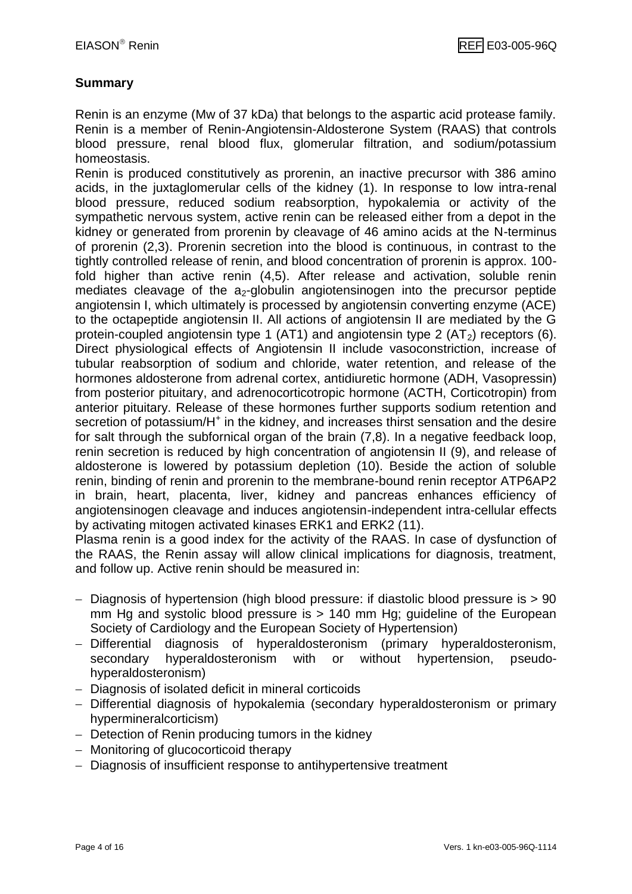## Summary

Renin is an enzyme (Mw of 37 kDa) that belongs to the aspartic acid protease family. Renin is a member of Renin-Angiotensin-Aldosterone System (RAAS) that controls blood pressure, renal blood flux, glomerular filtration, and sodium/potassium homeostasis.

Renin is produced constitutively as prorenin, an inactive precursor with 386 amino acids, in the juxtaglomerular cells of the kidney (1). In response to low intra-renal blood pressure, reduced sodium reabsorption, hypokalemia or activity of the sympathetic nervous system, active renin can be released either from a depot in the kidney or generated from prorenin by cleavage of 46 amino acids at the N-terminus of prorenin (2,3). Prorenin secretion into the blood is continuous, in contrast to the tightly controlled release of renin, and blood concentration of prorenin is approx. 100-fold higher than active renin (4,5). After release and activation, soluble renin mediates cleavage of the $a_2$-globulin angiotensinogen into the precursor peptide angiotensin I, which ultimately is processed by angiotensin converting enzyme (ACE) to the octapeptide angiotensin II. All actions of angiotensin II are mediated by the G protein-coupled angiotensin type 1 (AT1) and angiotensin type 2 ($AT_2$) receptors (6). Direct physiological effects of Angiotensin II include vasoconstriction, increase of tubular reabsorption of sodium and chloride, water retention, and release of the hormones aldosterone from adrenal cortex, antidiuretic hormone (ADH, Vasopressin) from posterior pituitary, and adrenocorticotropic hormone (ACTH, Corticotropin) from anterior pituitary. Release of these hormones further supports sodium retention and secretion of potassium/$H^+$ in the kidney, and increases thirst sensation and the desire for salt through the subfornical organ of the brain (7,8). In a negative feedback loop, renin secretion is reduced by high concentration of angiotensin II (9), and release of aldosterone is lowered by potassium depletion (10). Beside the action of soluble renin, binding of renin and prorenin to the membrane-bound renin receptor ATP6AP2 in brain, heart, placenta, liver, kidney and pancreas enhances efficiency of angiotensinogen cleavage and induces angiotensin-independent intra-cellular effects by activating mitogen activated kinases ERK1 and ERK2 (11).

Plasma renin is a good index for the activity of the RAAS. In case of dysfunction of the RAAS, the Renin assay will allow clinical implications for diagnosis, treatment, and follow up. Active renin should be measured in:

- Diagnosis of hypertension (high blood pressure: if diastolic blood pressure is > 90 mm Hg and systolic blood pressure is > 140 mm Hg; guideline of the European Society of Cardiology and the European Society of Hypertension)
- Differential diagnosis of hyperaldosteronism (primary hyperaldosteronism, secondary hyperaldosteronism with or without hypertension, pseudo-hyperaldosteronism)
- Diagnosis of isolated deficit in mineral corticoids
- Differential diagnosis of hypokalemia (secondary hyperaldosteronism or primary hypermineralcorticism)
- Detection of Renin producing tumors in the kidney
- Monitoring of glucocorticoid therapy
- Diagnosis of insufficient response to antihypertensive treatment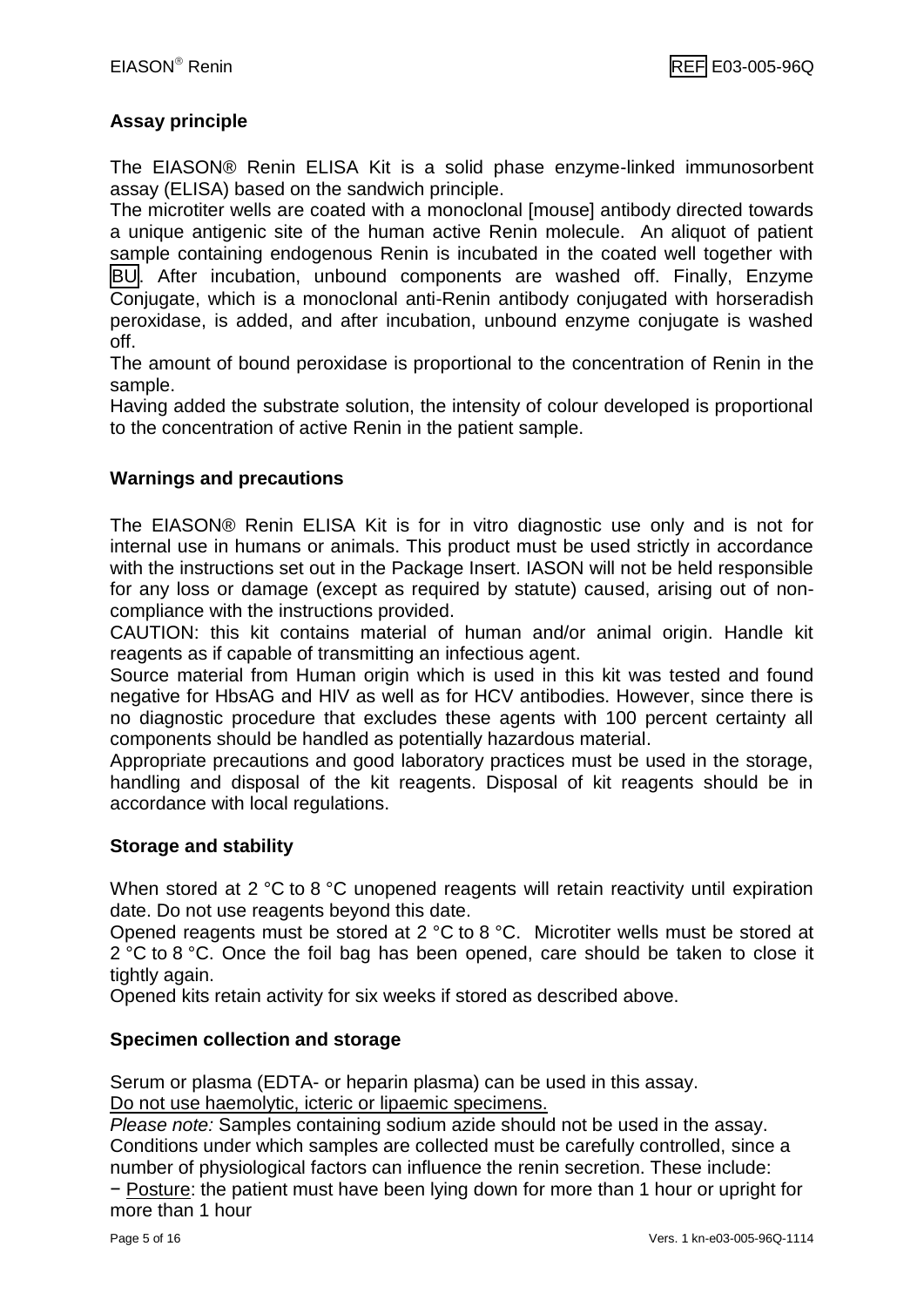## Assay principle

The EIASON® Renin ELISA Kit is a solid phase enzyme-linked immunosorbent assay (ELISA) based on the sandwich principle.

The microtiter wells are coated with a monoclonal [mouse] antibody directed towards a unique antigenic site of the human active Renin molecule. An aliquot of patient sample containing endogenous Renin is incubated in the coated well together with BU. After incubation, unbound components are washed off. Finally, Enzyme Conjugate, which is a monoclonal anti-Renin antibody conjugated with horseradish peroxidase, is added, and after incubation, unbound enzyme conjugate is washed off.

The amount of bound peroxidase is proportional to the concentration of Renin in the sample.

Having added the substrate solution, the intensity of colour developed is proportional to the concentration of active Renin in the patient sample.

## Warnings and precautions

The EIASON® Renin ELISA Kit is for in vitro diagnostic use only and is not for internal use in humans or animals. This product must be used strictly in accordance with the instructions set out in the Package Insert. IASON will not be held responsible for any loss or damage (except as required by statute) caused, arising out of non-compliance with the instructions provided.

CAUTION: this kit contains material of human and/or animal origin. Handle kit reagents as if capable of transmitting an infectious agent.

Source material from Human origin which is used in this kit was tested and found negative for HbsAG and HIV as well as for HCV antibodies. However, since there is no diagnostic procedure that excludes these agents with 100 percent certainty all components should be handled as potentially hazardous material.

Appropriate precautions and good laboratory practices must be used in the storage, handling and disposal of the kit reagents. Disposal of kit reagents should be in accordance with local regulations.

## Storage and stability

When stored at 2 °C to 8 °C unopened reagents will retain reactivity until expiration date. Do not use reagents beyond this date.

Opened reagents must be stored at 2 °C to 8 °C. Microtiter wells must be stored at 2 °C to 8 °C. Once the foil bag has been opened, care should be taken to close it tightly again.

Opened kits retain activity for six weeks if stored as described above.

## Specimen collection and storage

Serum or plasma (EDTA- or heparin plasma) can be used in this assay.

Do not use haemolytic, icteric or lipaemic specimens.

*Please note:* Samples containing sodium azide should not be used in the assay.

Conditions under which samples are collected must be carefully controlled, since a number of physiological factors can influence the renin secretion. These include:

− Posture: the patient must have been lying down for more than 1 hour or upright for more than 1 hour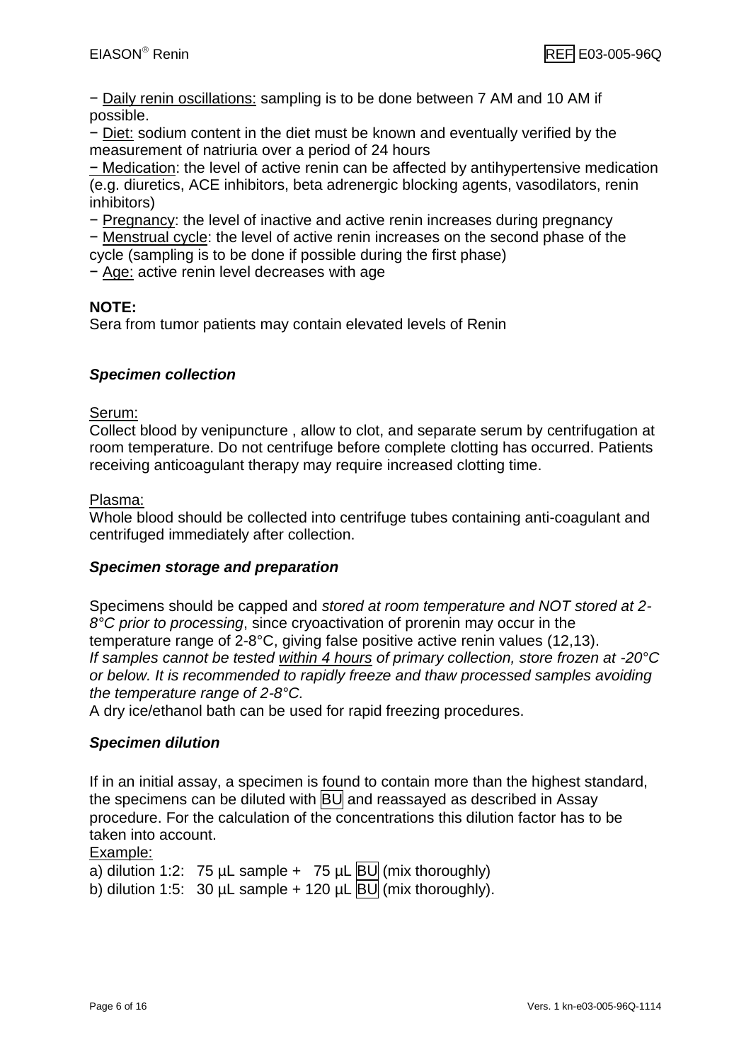− Daily renin oscillations: sampling is to be done between 7 AM and 10 AM if possible.

− Diet: sodium content in the diet must be known and eventually verified by the measurement of natriuria over a period of 24 hours

− Medication: the level of active renin can be affected by antihypertensive medication (e.g. diuretics, ACE inhibitors, beta adrenergic blocking agents, vasodilators, renin inhibitors)

− Pregnancy: the level of inactive and active renin increases during pregnancy

− Menstrual cycle: the level of active renin increases on the second phase of the cycle (sampling is to be done if possible during the first phase)

− Age: active renin level decreases with age

**NOTE:**

Sera from tumor patients may contain elevated levels of Renin

### *Specimen collection*

Serum:

Collect blood by venipuncture , allow to clot, and separate serum by centrifugation at room temperature. Do not centrifuge before complete clotting has occurred. Patients receiving anticoagulant therapy may require increased clotting time.

Plasma:

Whole blood should be collected into centrifuge tubes containing anti-coagulant and centrifuged immediately after collection.

### *Specimen storage and preparation*

Specimens should be capped and *stored at room temperature and NOT stored at 2-8°C prior to processing*, since cryoactivation of prorenin may occur in the temperature range of 2-8°C, giving false positive active renin values (12,13).

*If samples cannot be tested within 4 hours of primary collection, store frozen at -20°C or below. It is recommended to rapidly freeze and thaw processed samples avoiding the temperature range of 2-8°C.*

A dry ice/ethanol bath can be used for rapid freezing procedures.

### *Specimen dilution*

If in an initial assay, a specimen is found to contain more than the highest standard, the specimens can be diluted with BU and reassayed as described in Assay procedure. For the calculation of the concentrations this dilution factor has to be taken into account.

Example:

a) dilution 1:2: 75 µL sample + 75 µL BU (mix thoroughly)

b) dilution 1:5: 30 µL sample + 120 µL BU (mix thoroughly).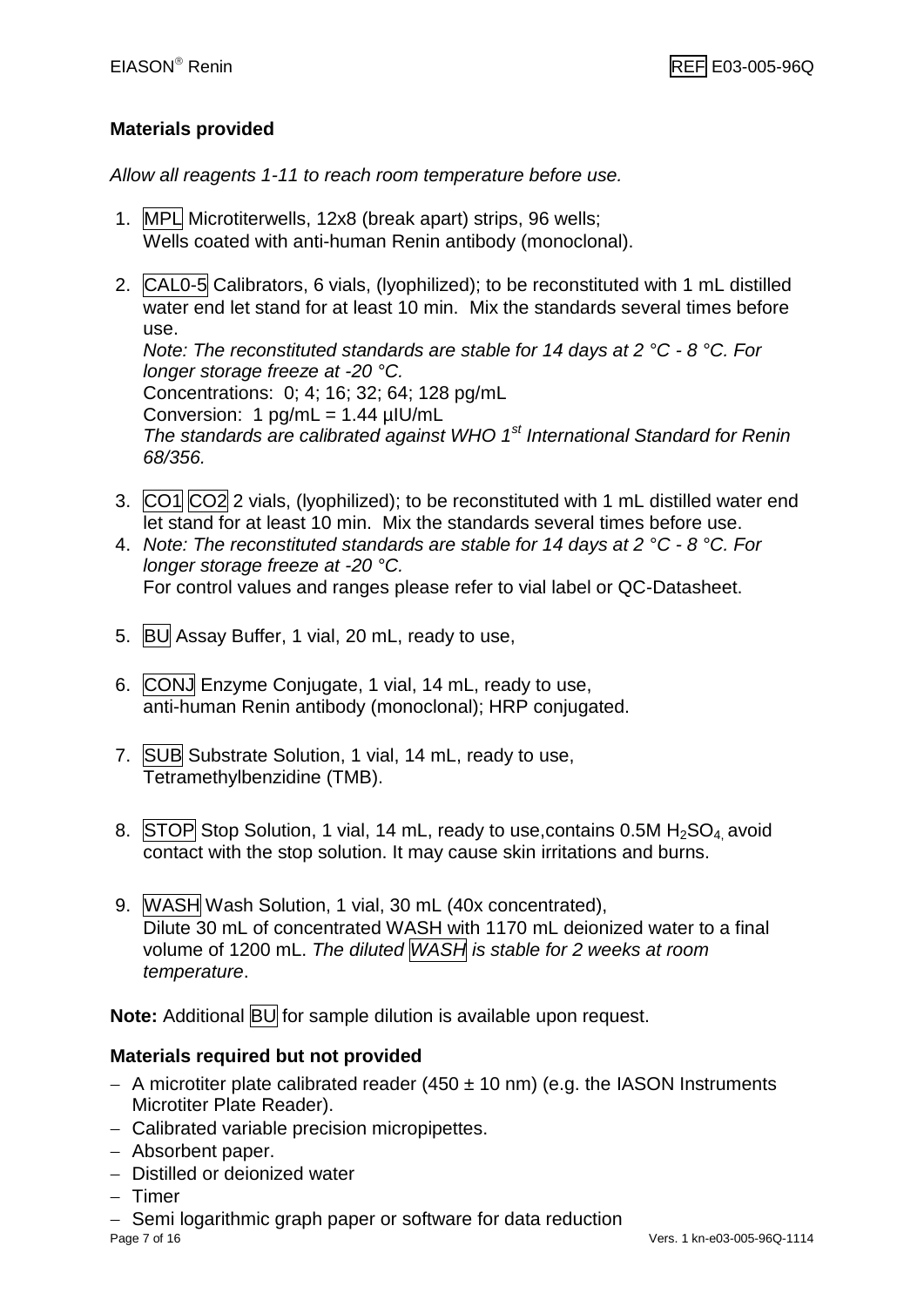## Materials provided

*Allow all reagents 1-11 to reach room temperature before use.*

1. MPL Microtiterwells, 12x8 (break apart) strips, 96 wells;
   Wells coated with anti-human Renin antibody (monoclonal).

2. CAL0-5 Calibrators, 6 vials, (lyophilized); to be reconstituted with 1 mL distilled water end let stand for at least 10 min. Mix the standards several times before use.
   *Note: The reconstituted standards are stable for 14 days at 2 °C - 8 °C. For longer storage freeze at -20 °C.*
   Concentrations: 0; 4; 16; 32; 64; 128 pg/mL
   Conversion: 1 pg/mL = 1.44 µIU/mL
   *The standards are calibrated against WHO 1st International Standard for Renin 68/356.*

3. CO1 CO2 2 vials, (lyophilized); to be reconstituted with 1 mL distilled water end let stand for at least 10 min. Mix the standards several times before use.
4. *Note: The reconstituted standards are stable for 14 days at 2 °C - 8 °C. For longer storage freeze at -20 °C.*
   For control values and ranges please refer to vial label or QC-Datasheet.

5. BU Assay Buffer, 1 vial, 20 mL, ready to use,

6. CONJ Enzyme Conjugate, 1 vial, 14 mL, ready to use,
   anti-human Renin antibody (monoclonal); HRP conjugated.

7. SUB Substrate Solution, 1 vial, 14 mL, ready to use,
   Tetramethylbenzidine (TMB).

8. STOP Stop Solution, 1 vial, 14 mL, ready to use,contains 0.5M $H_2SO_4$, avoid contact with the stop solution. It may cause skin irritations and burns.

9. WASH Wash Solution, 1 vial, 30 mL (40x concentrated),
   Dilute 30 mL of concentrated WASH with 1170 mL deionized water to a final volume of 1200 mL. *The diluted WASH is stable for 2 weeks at room temperature*.

**Note:** Additional BU for sample dilution is available upon request.

## Materials required but not provided

- A microtiter plate calibrated reader (450 ± 10 nm) (e.g. the IASON Instruments Microtiter Plate Reader).
- Calibrated variable precision micropipettes.
- Absorbent paper.
- Distilled or deionized water
- Timer
- Semi logarithmic graph paper or software for data reduction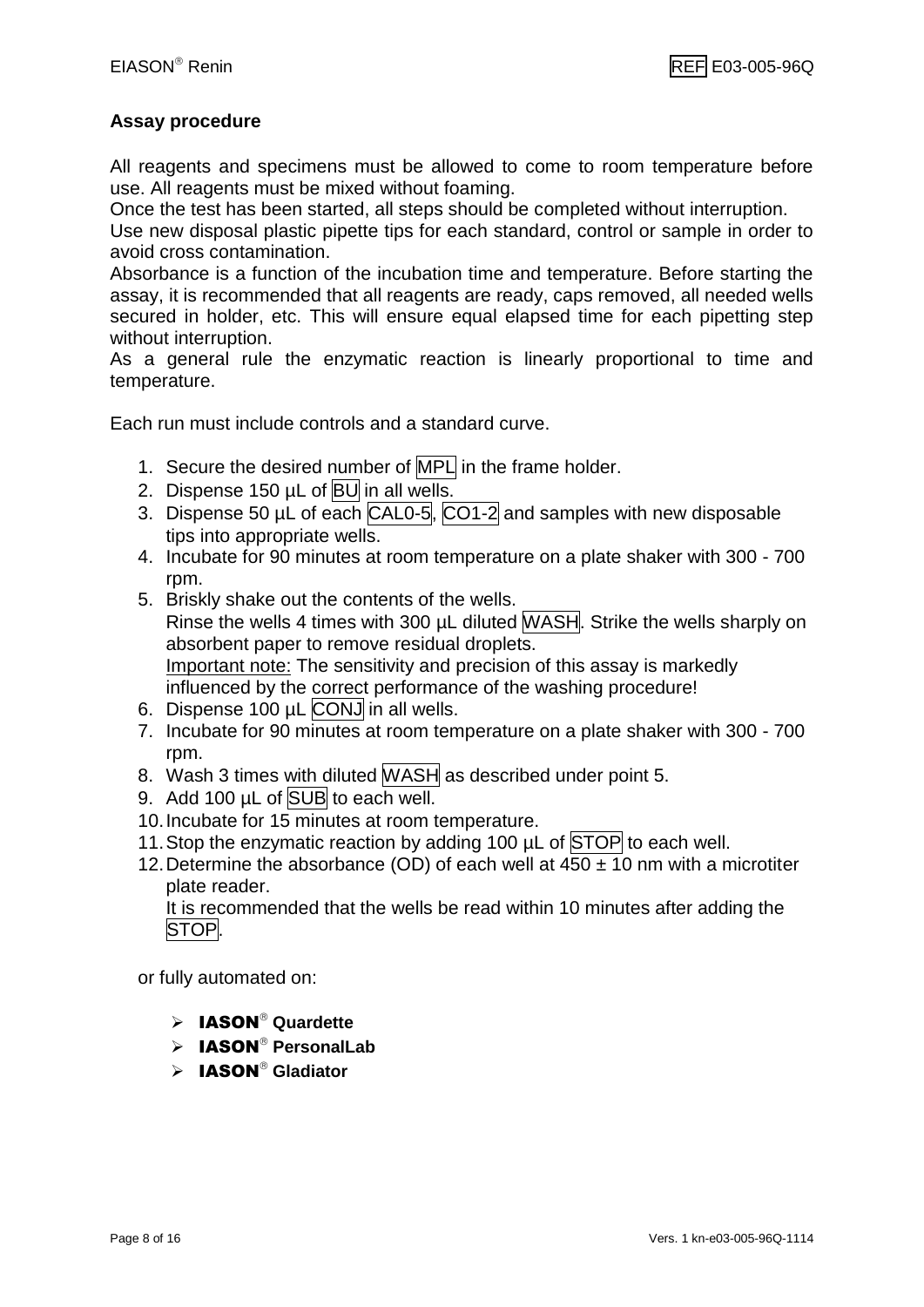## Assay procedure

All reagents and specimens must be allowed to come to room temperature before use. All reagents must be mixed without foaming.
Once the test has been started, all steps should be completed without interruption.
Use new disposal plastic pipette tips for each standard, control or sample in order to avoid cross contamination.
Absorbance is a function of the incubation time and temperature. Before starting the assay, it is recommended that all reagents are ready, caps removed, all needed wells secured in holder, etc. This will ensure equal elapsed time for each pipetting step without interruption.
As a general rule the enzymatic reaction is linearly proportional to time and temperature.

Each run must include controls and a standard curve.

1. Secure the desired number of MPL in the frame holder.
2. Dispense 150 µL of BU in all wells.
3. Dispense 50 µL of each CAL0-5, CO1-2 and samples with new disposable tips into appropriate wells.
4. Incubate for 90 minutes at room temperature on a plate shaker with 300 - 700 rpm.
5. Briskly shake out the contents of the wells.
   Rinse the wells 4 times with 300 µL diluted WASH. Strike the wells sharply on absorbent paper to remove residual droplets.
   Important note: The sensitivity and precision of this assay is markedly influenced by the correct performance of the washing procedure!
6. Dispense 100 µL CONJ in all wells.
7. Incubate for 90 minutes at room temperature on a plate shaker with 300 - 700 rpm.
8. Wash 3 times with diluted WASH as described under point 5.
9. Add 100 µL of SUB to each well.
10. Incubate for 15 minutes at room temperature.
11. Stop the enzymatic reaction by adding 100 µL of STOP to each well.
12. Determine the absorbance (OD) of each well at 450 ± 10 nm with a microtiter plate reader.
    It is recommended that the wells be read within 10 minutes after adding the STOP.

or fully automated on:

- **IASON® Quardette**
- **IASON® PersonalLab**
- **IASON® Gladiator**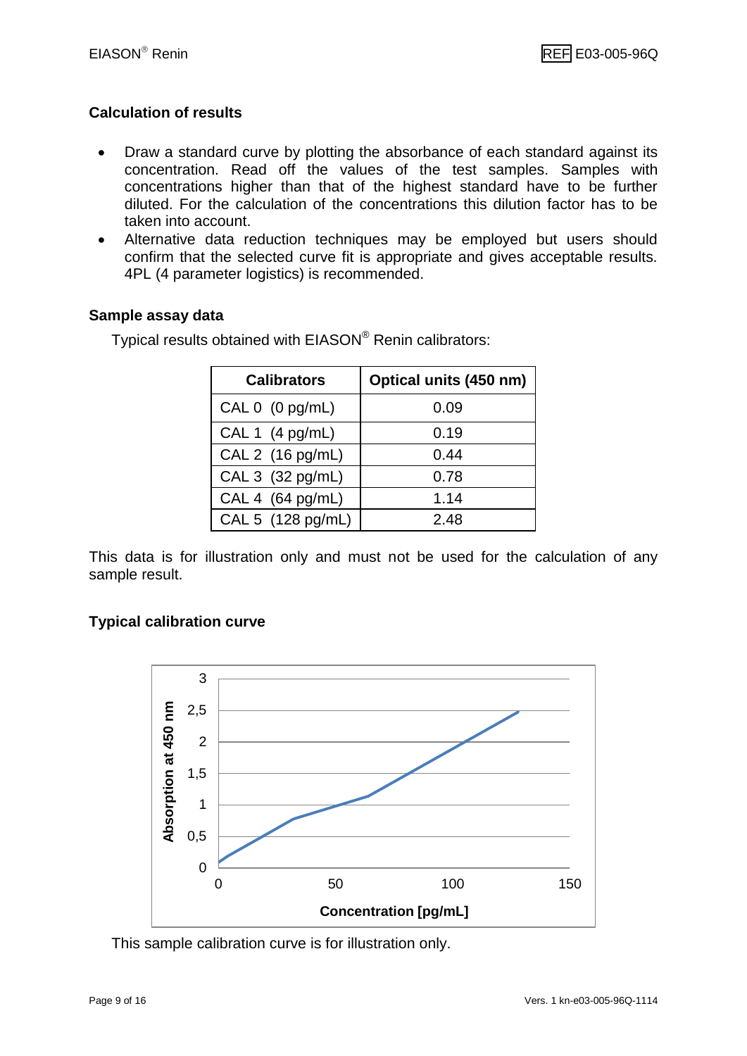## Calculation of results

- Draw a standard curve by plotting the absorbance of each standard against its concentration. Read off the values of the test samples. Samples with concentrations higher than that of the highest standard have to be further diluted. For the calculation of the concentrations this dilution factor has to be taken into account.
- Alternative data reduction techniques may be employed but users should confirm that the selected curve fit is appropriate and gives acceptable results. 4PL (4 parameter logistics) is recommended.

## Sample assay data

Typical results obtained with EIASON® Renin calibrators:

| Calibrators | Optical units (450 nm) |
|---|---|
| CAL 0 (0 pg/mL) | 0.09 |
| CAL 1 (4 pg/mL) | 0.19 |
| CAL 2 (16 pg/mL) | 0.44 |
| CAL 3 (32 pg/mL) | 0.78 |
| CAL 4 (64 pg/mL) | 1.14 |
| CAL 5 (128 pg/mL) | 2.48 |

This data is for illustration only and must not be used for the calculation of any sample result.

## Typical calibration curve

This sample calibration curve is for illustration only.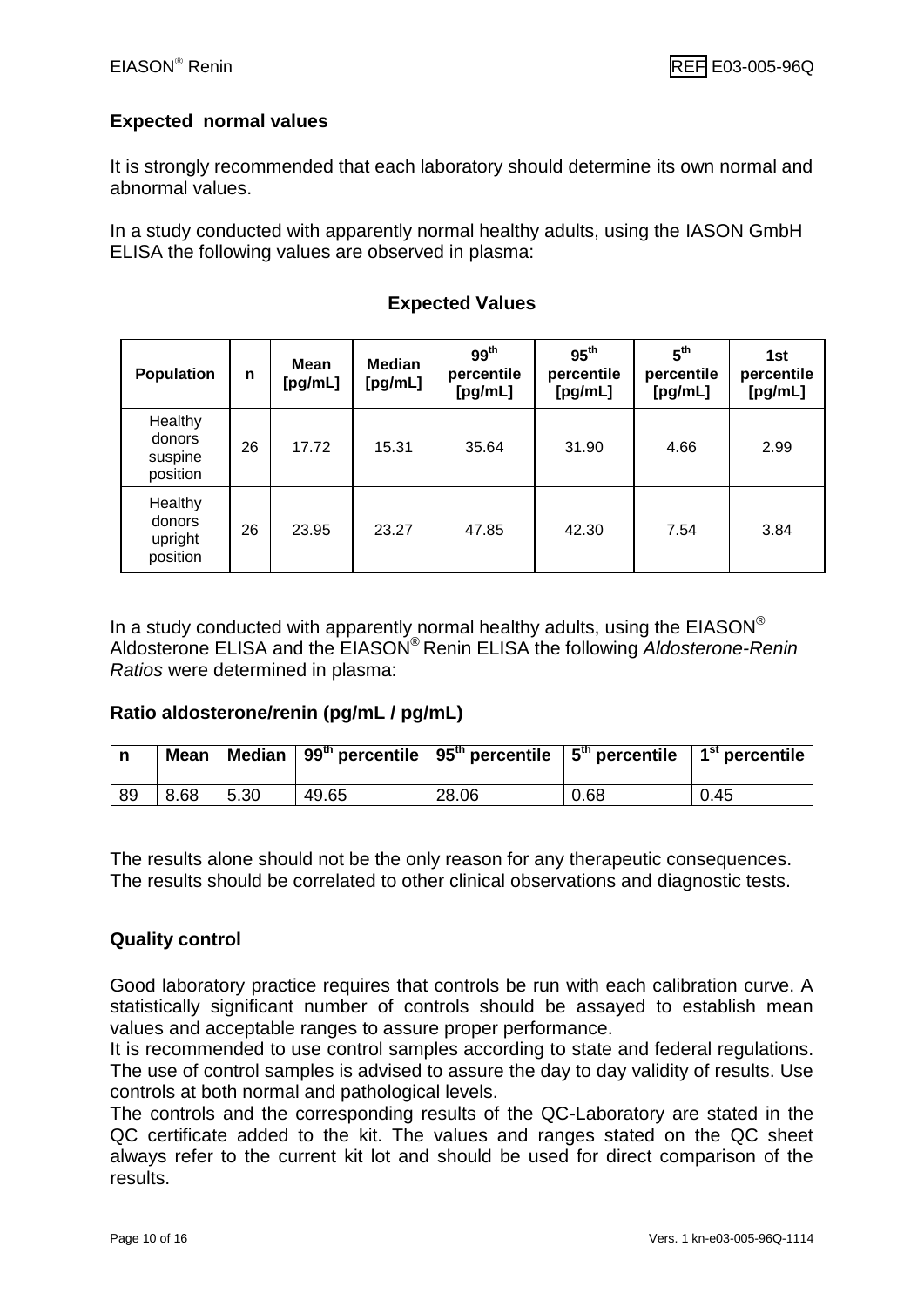## Expected normal values

It is strongly recommended that each laboratory should determine its own normal and abnormal values.

In a study conducted with apparently normal healthy adults, using the IASON GmbH ELISA the following values are observed in plasma:

### Expected Values

| Population | n | Mean [pg/mL] | Median [pg/mL] | 99th percentile [pg/mL] | 95th percentile [pg/mL] | 5th percentile [pg/mL] | 1st percentile [pg/mL] |
|---|---|---|---|---|---|---|---|
| Healthy donors suspine position | 26 | 17.72 | 15.31 | 35.64 | 31.90 | 4.66 | 2.99 |
| Healthy donors upright position | 26 | 23.95 | 23.27 | 47.85 | 42.30 | 7.54 | 3.84 |

In a study conducted with apparently normal healthy adults, using the EIASON® Aldosterone ELISA and the EIASON® Renin ELISA the following *Aldosterone-Renin Ratios* were determined in plasma:

**Ratio aldosterone/renin (pg/mL / pg/mL)**

| n | Mean | Median | 99th percentile | 95th percentile | 5th percentile | 1st percentile |
|---|---|---|---|---|---|---|
| 89 | 8.68 | 5.30 | 49.65 | 28.06 | 0.68 | 0.45 |

The results alone should not be the only reason for any therapeutic consequences. The results should be correlated to other clinical observations and diagnostic tests.

## Quality control

Good laboratory practice requires that controls be run with each calibration curve. A statistically significant number of controls should be assayed to establish mean values and acceptable ranges to assure proper performance.
It is recommended to use control samples according to state and federal regulations. The use of control samples is advised to assure the day to day validity of results. Use controls at both normal and pathological levels.
The controls and the corresponding results of the QC-Laboratory are stated in the QC certificate added to the kit. The values and ranges stated on the QC sheet always refer to the current kit lot and should be used for direct comparison of the results.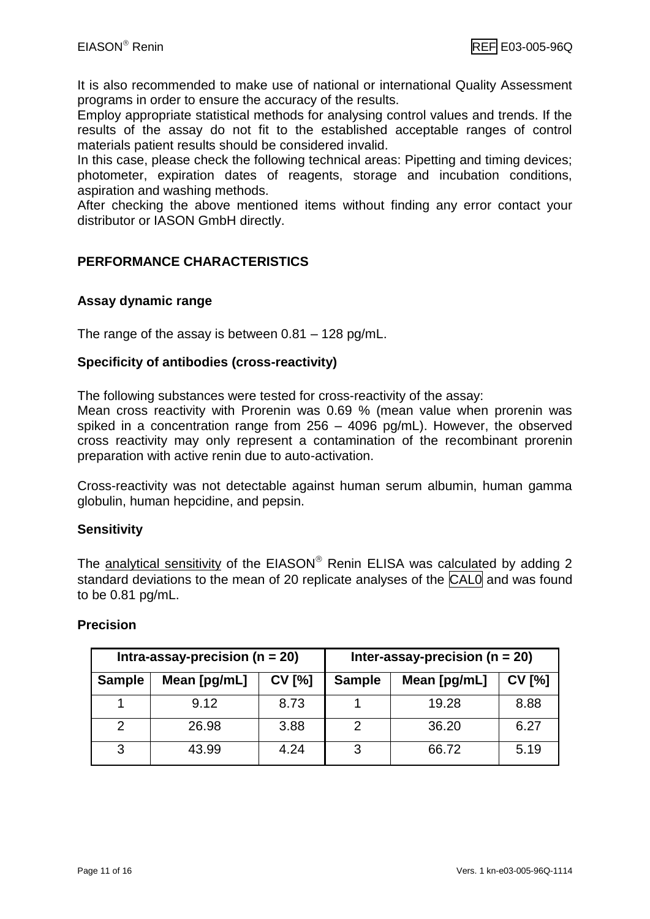It is also recommended to make use of national or international Quality Assessment programs in order to ensure the accuracy of the results.
Employ appropriate statistical methods for analysing control values and trends. If the results of the assay do not fit to the established acceptable ranges of control materials patient results should be considered invalid.
In this case, please check the following technical areas: Pipetting and timing devices; photometer, expiration dates of reagents, storage and incubation conditions, aspiration and washing methods.
After checking the above mentioned items without finding any error contact your distributor or IASON GmbH directly.

## PERFORMANCE CHARACTERISTICS

### Assay dynamic range

The range of the assay is between 0.81 – 128 pg/mL.

### Specificity of antibodies (cross-reactivity)

The following substances were tested for cross-reactivity of the assay:
Mean cross reactivity with Prorenin was 0.69 % (mean value when prorenin was spiked in a concentration range from 256 – 4096 pg/mL). However, the observed cross reactivity may only represent a contamination of the recombinant prorenin preparation with active renin due to auto-activation.

Cross-reactivity was not detectable against human serum albumin, human gamma globulin, human hepcidine, and pepsin.

### Sensitivity

The analytical sensitivity of the EIASON® Renin ELISA was calculated by adding 2 standard deviations to the mean of 20 replicate analyses of the CAL0 and was found to be 0.81 pg/mL.

### Precision

| Intra-assay-precision (n = 20) | | | Inter-assay-precision (n = 20) | | |
|---|---|---|---|---|---|
| Sample | Mean [pg/mL] | CV [%] | Sample | Mean [pg/mL] | CV [%] |
| 1 | 9.12 | 8.73 | 1 | 19.28 | 8.88 |
| 2 | 26.98 | 3.88 | 2 | 36.20 | 6.27 |
| 3 | 43.99 | 4.24 | 3 | 66.72 | 5.19 |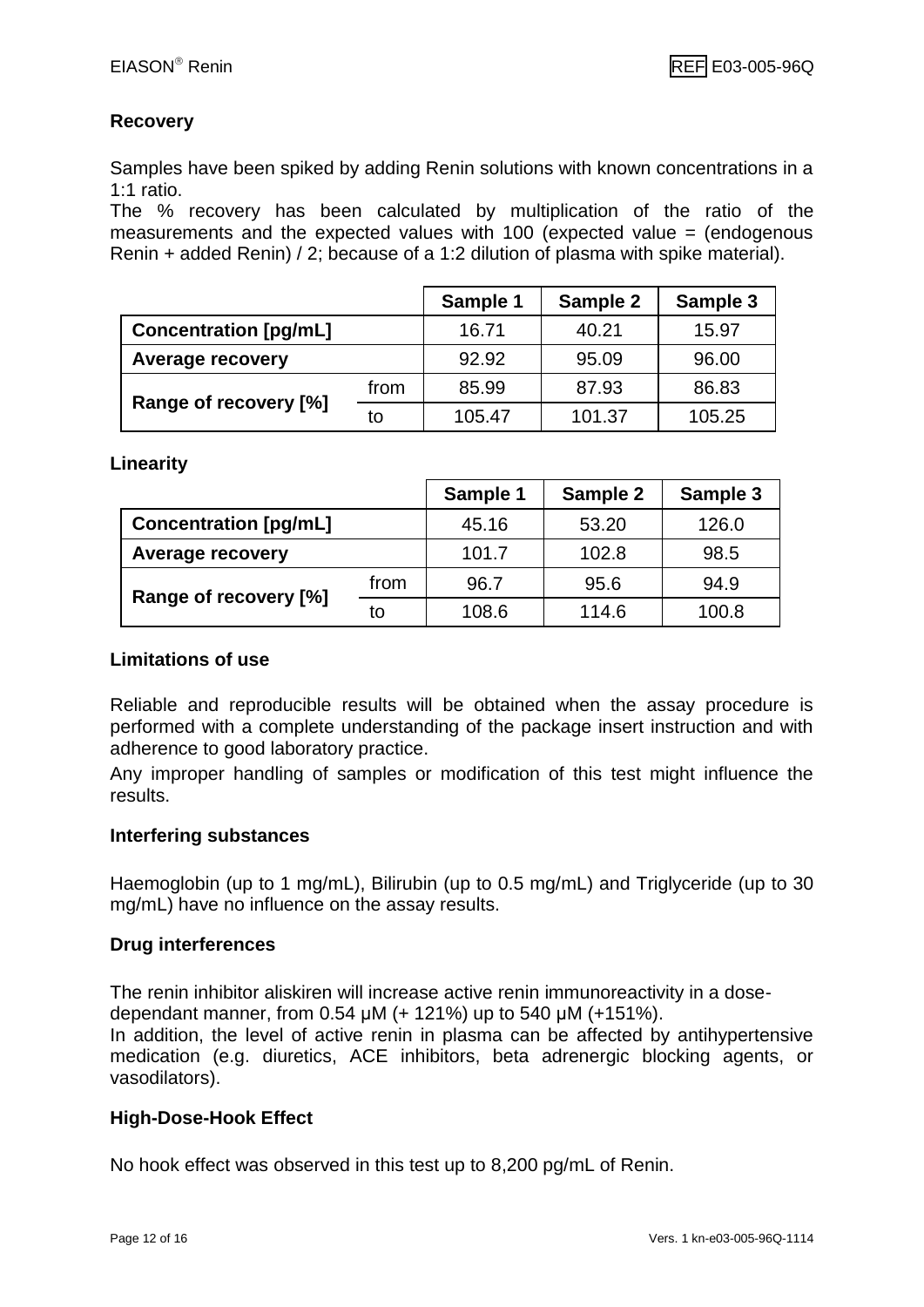## Recovery

Samples have been spiked by adding Renin solutions with known concentrations in a 1:1 ratio.

The % recovery has been calculated by multiplication of the ratio of the measurements and the expected values with 100 (expected value = (endogenous Renin + added Renin) / 2; because of a 1:2 dilution of plasma with spike material).

| | | Sample 1 | Sample 2 | Sample 3 |
|---|---|---|---|---|
| **Concentration [pg/mL]** | | 16.71 | 40.21 | 15.97 |
| **Average recovery** | | 92.92 | 95.09 | 96.00 |
| **Range of recovery [%]** | from | 85.99 | 87.93 | 86.83 |
| | to | 105.47 | 101.37 | 105.25 |

## Linearity

| | | Sample 1 | Sample 2 | Sample 3 |
|---|---|---|---|---|
| **Concentration [pg/mL]** | | 45.16 | 53.20 | 126.0 |
| **Average recovery** | | 101.7 | 102.8 | 98.5 |
| **Range of recovery [%]** | from | 96.7 | 95.6 | 94.9 |
| | to | 108.6 | 114.6 | 100.8 |

## Limitations of use

Reliable and reproducible results will be obtained when the assay procedure is performed with a complete understanding of the package insert instruction and with adherence to good laboratory practice.

Any improper handling of samples or modification of this test might influence the results.

## Interfering substances

Haemoglobin (up to 1 mg/mL), Bilirubin (up to 0.5 mg/mL) and Triglyceride (up to 30 mg/mL) have no influence on the assay results.

## Drug interferences

The renin inhibitor aliskiren will increase active renin immunoreactivity in a dose-dependant manner, from 0.54 µM (+ 121%) up to 540 µM (+151%).

In addition, the level of active renin in plasma can be affected by antihypertensive medication (e.g. diuretics, ACE inhibitors, beta adrenergic blocking agents, or vasodilators).

## High-Dose-Hook Effect

No hook effect was observed in this test up to 8,200 pg/mL of Renin.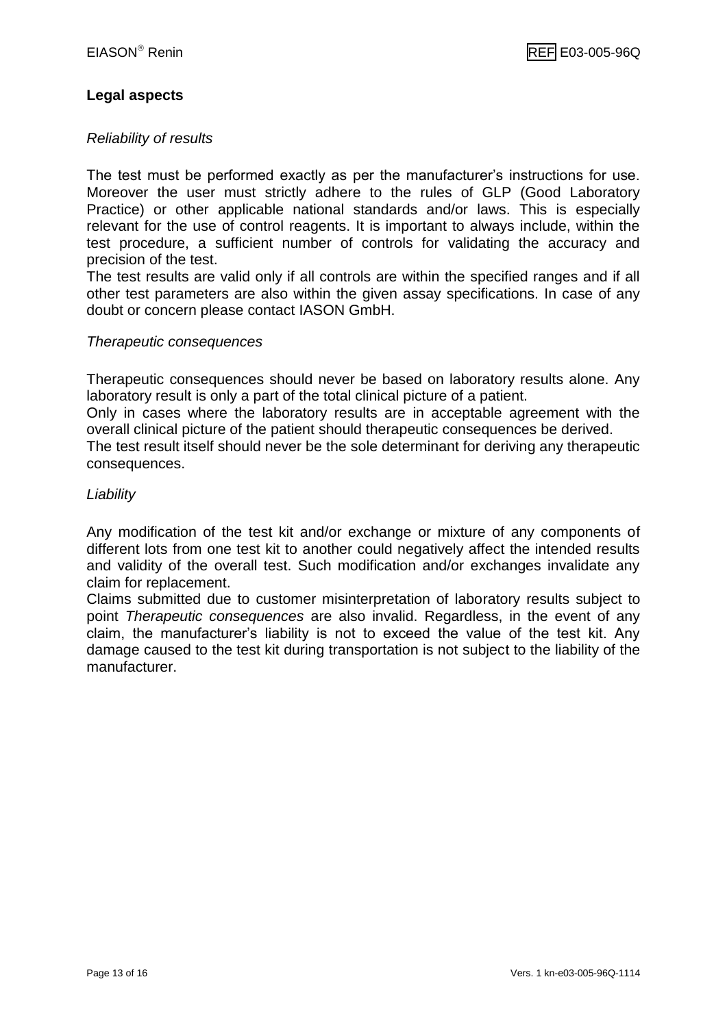## Legal aspects

*Reliability of results*

The test must be performed exactly as per the manufacturer's instructions for use. Moreover the user must strictly adhere to the rules of GLP (Good Laboratory Practice) or other applicable national standards and/or laws. This is especially relevant for the use of control reagents. It is important to always include, within the test procedure, a sufficient number of controls for validating the accuracy and precision of the test.
The test results are valid only if all controls are within the specified ranges and if all other test parameters are also within the given assay specifications. In case of any doubt or concern please contact IASON GmbH.

*Therapeutic consequences*

Therapeutic consequences should never be based on laboratory results alone. Any laboratory result is only a part of the total clinical picture of a patient.
Only in cases where the laboratory results are in acceptable agreement with the overall clinical picture of the patient should therapeutic consequences be derived.
The test result itself should never be the sole determinant for deriving any therapeutic consequences.

*Liability*

Any modification of the test kit and/or exchange or mixture of any components of different lots from one test kit to another could negatively affect the intended results and validity of the overall test. Such modification and/or exchanges invalidate any claim for replacement.
Claims submitted due to customer misinterpretation of laboratory results subject to point *Therapeutic consequences* are also invalid. Regardless, in the event of any claim, the manufacturer's liability is not to exceed the value of the test kit. Any damage caused to the test kit during transportation is not subject to the liability of the manufacturer.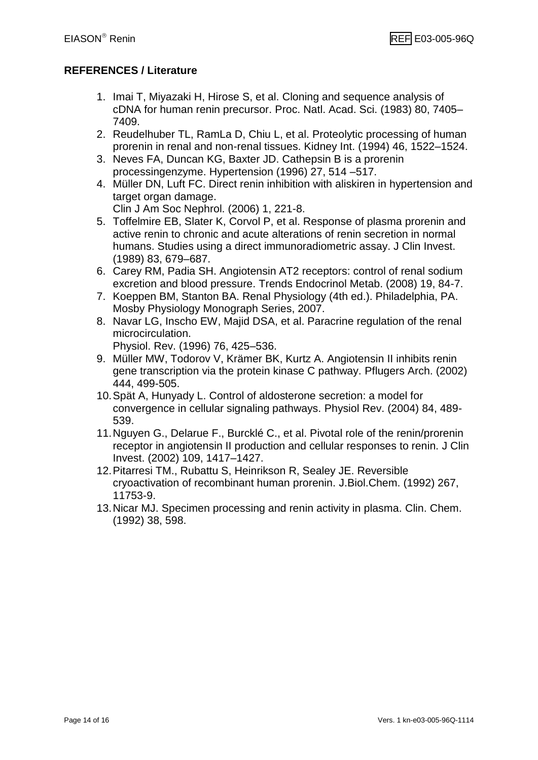## REFERENCES / Literature

1. Imai T, Miyazaki H, Hirose S, et al. Cloning and sequence analysis of cDNA for human renin precursor. Proc. Natl. Acad. Sci. (1983) 80, 7405–7409.
2. Reudelhuber TL, RamLa D, Chiu L, et al. Proteolytic processing of human prorenin in renal and non-renal tissues. Kidney Int. (1994) 46, 1522–1524.
3. Neves FA, Duncan KG, Baxter JD. Cathepsin B is a prorenin processingenzyme. Hypertension (1996) 27, 514 –517.
4. Müller DN, Luft FC. Direct renin inhibition with aliskiren in hypertension and target organ damage. Clin J Am Soc Nephrol. (2006) 1, 221-8.
5. Toffelmire EB, Slater K, Corvol P, et al. Response of plasma prorenin and active renin to chronic and acute alterations of renin secretion in normal humans. Studies using a direct immunoradiometric assay. J Clin Invest. (1989) 83, 679–687.
6. Carey RM, Padia SH. Angiotensin AT2 receptors: control of renal sodium excretion and blood pressure. Trends Endocrinol Metab. (2008) 19, 84-7.
7. Koeppen BM, Stanton BA. Renal Physiology (4th ed.). Philadelphia, PA. Mosby Physiology Monograph Series, 2007.
8. Navar LG, Inscho EW, Majid DSA, et al. Paracrine regulation of the renal microcirculation. Physiol. Rev. (1996) 76, 425–536.
9. Müller MW, Todorov V, Krämer BK, Kurtz A. Angiotensin II inhibits renin gene transcription via the protein kinase C pathway. Pflugers Arch. (2002) 444, 499-505.
10. Spät A, Hunyady L. Control of aldosterone secretion: a model for convergence in cellular signaling pathways. Physiol Rev. (2004) 84, 489-539.
11. Nguyen G., Delarue F., Burcklé C., et al. Pivotal role of the renin/prorenin receptor in angiotensin II production and cellular responses to renin. J Clin Invest. (2002) 109, 1417–1427.
12. Pitarresi TM., Rubattu S, Heinrikson R, Sealey JE. Reversible cryoactivation of recombinant human prorenin. J.Biol.Chem. (1992) 267, 11753-9.
13. Nicar MJ. Specimen processing and renin activity in plasma. Clin. Chem. (1992) 38, 598.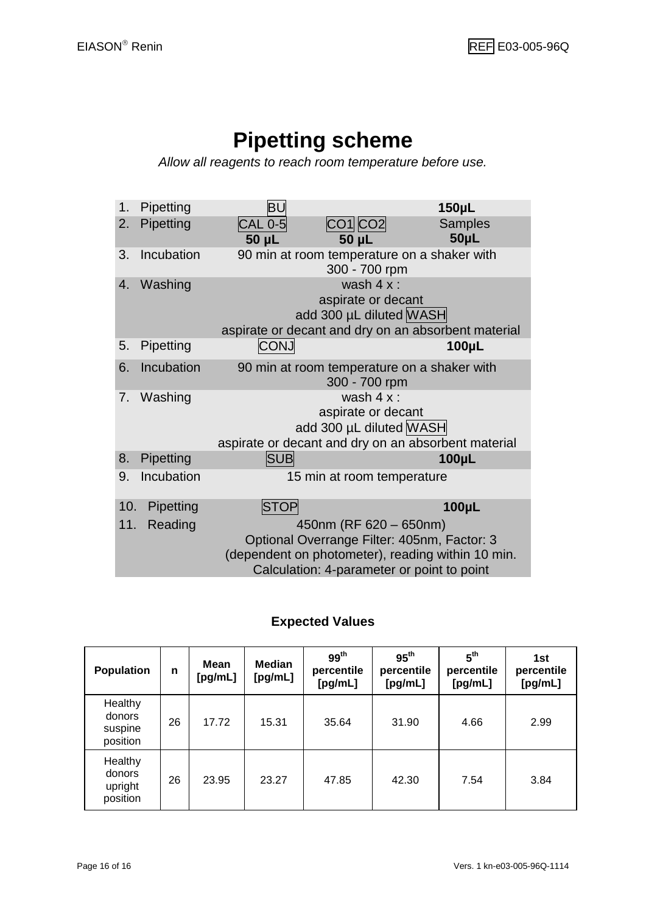# Pipetting scheme

*Allow all reagents to reach room temperature before use.*

| | | | | |
|---|---|---|---|---|
| 1. | Pipetting | BU | | **150µL** |
| 2. | Pipetting | CAL 0-5 **50 µL** | CO1 CO2 **50 µL** | Samples **50µL** |
| 3. | Incubation | 90 min at room temperature on a shaker with 300 - 700 rpm | | |
| 4. | Washing | wash 4 x : aspirate or decant add 300 µL diluted WASH aspirate or decant and dry on an absorbent material | | |
| 5. | Pipetting | CONJ | | **100µL** |
| 6. | Incubation | 90 min at room temperature on a shaker with 300 - 700 rpm | | |
| 7. | Washing | wash 4 x : aspirate or decant add 300 µL diluted WASH aspirate or decant and dry on an absorbent material | | |
| 8. | Pipetting | SUB | | **100µL** |
| 9. | Incubation | 15 min at room temperature | | |
| 10. | Pipetting | STOP | | **100µL** |
| 11. | Reading | 450nm (RF 620 – 650nm) Optional Overrange Filter: 405nm, Factor: 3 (dependent on photometer), reading within 10 min. Calculation: 4-parameter or point to point | | |

## Expected Values

| Population | n | Mean [pg/mL] | Median [pg/mL] | 99th percentile [pg/mL] | 95th percentile [pg/mL] | 5th percentile [pg/mL] | 1st percentile [pg/mL] |
|---|---|---|---|---|---|---|---|
| Healthy donors suspine position | 26 | 17.72 | 15.31 | 35.64 | 31.90 | 4.66 | 2.99 |
| Healthy donors upright position | 26 | 23.95 | 23.27 | 47.85 | 42.30 | 7.54 | 3.84 |